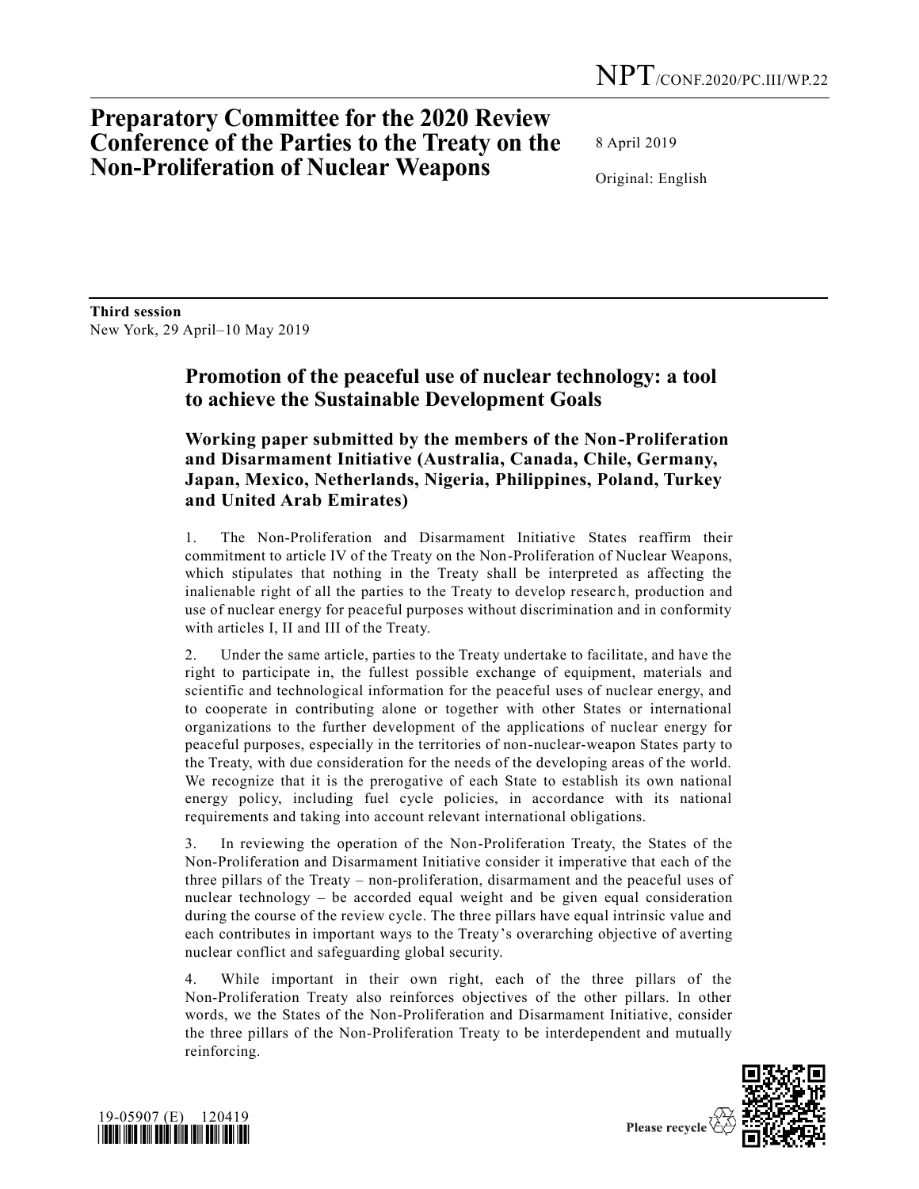NPT/CONF.2020/PC.III/WP.22

# Preparatory Committee for the 2020 Review Conference of the Parties to the Treaty on the Non-Proliferation of Nuclear Weapons

8 April 2019

Original: English

**Third session**
New York, 29 April–10 May 2019

## Promotion of the peaceful use of nuclear technology: a tool to achieve the Sustainable Development Goals

### Working paper submitted by the members of the Non-Proliferation and Disarmament Initiative (Australia, Canada, Chile, Germany, Japan, Mexico, Netherlands, Nigeria, Philippines, Poland, Turkey and United Arab Emirates)

1. The Non-Proliferation and Disarmament Initiative States reaffirm their commitment to article IV of the Treaty on the Non-Proliferation of Nuclear Weapons, which stipulates that nothing in the Treaty shall be interpreted as affecting the inalienable right of all the parties to the Treaty to develop research, production and use of nuclear energy for peaceful purposes without discrimination and in conformity with articles I, II and III of the Treaty.

2. Under the same article, parties to the Treaty undertake to facilitate, and have the right to participate in, the fullest possible exchange of equipment, materials and scientific and technological information for the peaceful uses of nuclear energy, and to cooperate in contributing alone or together with other States or international organizations to the further development of the applications of nuclear energy for peaceful purposes, especially in the territories of non-nuclear-weapon States party to the Treaty, with due consideration for the needs of the developing areas of the world. We recognize that it is the prerogative of each State to establish its own national energy policy, including fuel cycle policies, in accordance with its national requirements and taking into account relevant international obligations.

3. In reviewing the operation of the Non-Proliferation Treaty, the States of the Non-Proliferation and Disarmament Initiative consider it imperative that each of the three pillars of the Treaty – non-proliferation, disarmament and the peaceful uses of nuclear technology – be accorded equal weight and be given equal consideration during the course of the review cycle. The three pillars have equal intrinsic value and each contributes in important ways to the Treaty's overarching objective of averting nuclear conflict and safeguarding global security.

4. While important in their own right, each of the three pillars of the Non-Proliferation Treaty also reinforces objectives of the other pillars. In other words, we the States of the Non-Proliferation and Disarmament Initiative, consider the three pillars of the Non-Proliferation Treaty to be interdependent and mutually reinforcing.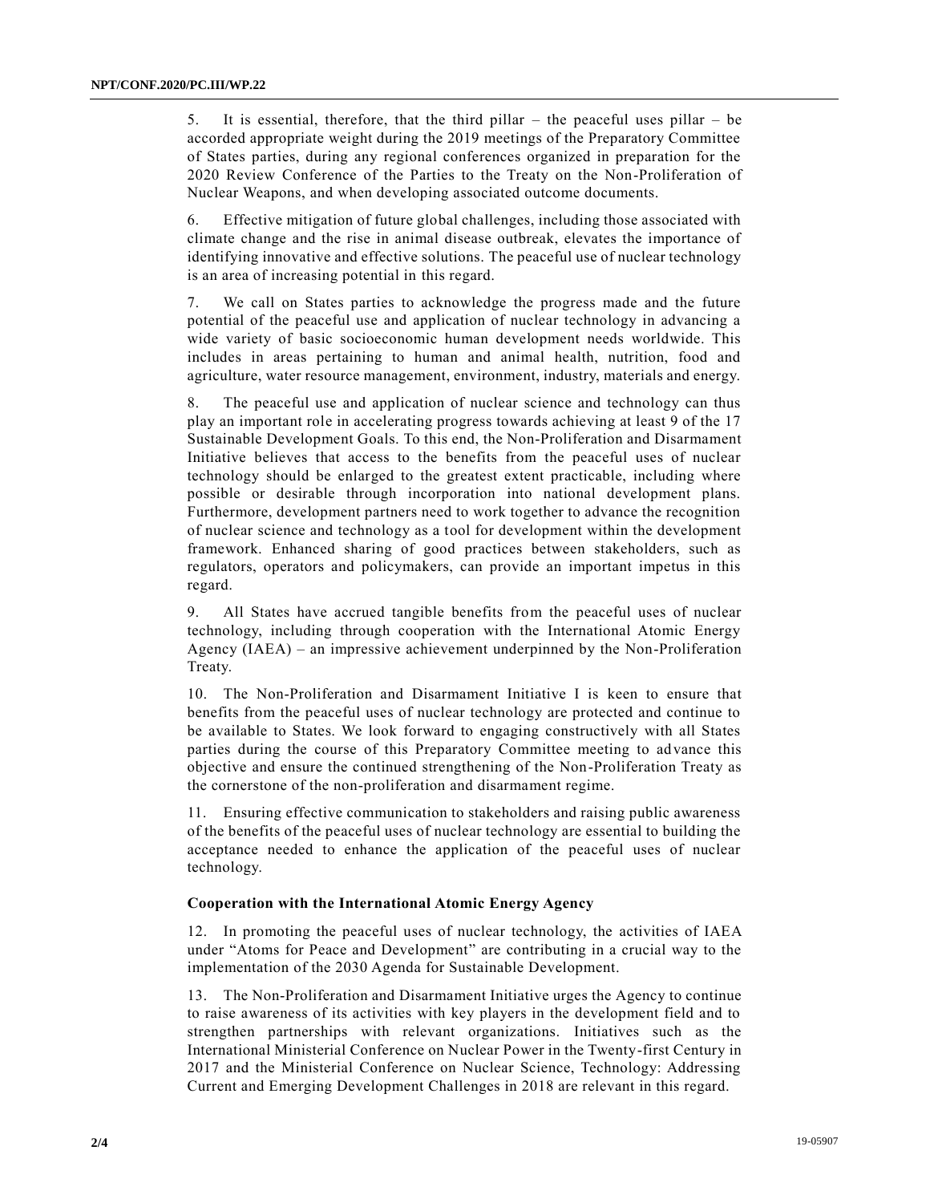5. It is essential, therefore, that the third pillar – the peaceful uses pillar – be accorded appropriate weight during the 2019 meetings of the Preparatory Committee of States parties, during any regional conferences organized in preparation for the 2020 Review Conference of the Parties to the Treaty on the Non-Proliferation of Nuclear Weapons, and when developing associated outcome documents.

6. Effective mitigation of future global challenges, including those associated with climate change and the rise in animal disease outbreak, elevates the importance of identifying innovative and effective solutions. The peaceful use of nuclear technology is an area of increasing potential in this regard.

7. We call on States parties to acknowledge the progress made and the future potential of the peaceful use and application of nuclear technology in advancing a wide variety of basic socioeconomic human development needs worldwide. This includes in areas pertaining to human and animal health, nutrition, food and agriculture, water resource management, environment, industry, materials and energy.

8. The peaceful use and application of nuclear science and technology can thus play an important role in accelerating progress towards achieving at least 9 of the 17 Sustainable Development Goals. To this end, the Non-Proliferation and Disarmament Initiative believes that access to the benefits from the peaceful uses of nuclear technology should be enlarged to the greatest extent practicable, including where possible or desirable through incorporation into national development plans. Furthermore, development partners need to work together to advance the recognition of nuclear science and technology as a tool for development within the development framework. Enhanced sharing of good practices between stakeholders, such as regulators, operators and policymakers, can provide an important impetus in this regard.

9. All States have accrued tangible benefits from the peaceful uses of nuclear technology, including through cooperation with the International Atomic Energy Agency (IAEA) – an impressive achievement underpinned by the Non-Proliferation Treaty.

10. The Non-Proliferation and Disarmament Initiative I is keen to ensure that benefits from the peaceful uses of nuclear technology are protected and continue to be available to States. We look forward to engaging constructively with all States parties during the course of this Preparatory Committee meeting to advance this objective and ensure the continued strengthening of the Non-Proliferation Treaty as the cornerstone of the non-proliferation and disarmament regime.

11. Ensuring effective communication to stakeholders and raising public awareness of the benefits of the peaceful uses of nuclear technology are essential to building the acceptance needed to enhance the application of the peaceful uses of nuclear technology.

### Cooperation with the International Atomic Energy Agency

12. In promoting the peaceful uses of nuclear technology, the activities of IAEA under "Atoms for Peace and Development" are contributing in a crucial way to the implementation of the 2030 Agenda for Sustainable Development.

13. The Non-Proliferation and Disarmament Initiative urges the Agency to continue to raise awareness of its activities with key players in the development field and to strengthen partnerships with relevant organizations. Initiatives such as the International Ministerial Conference on Nuclear Power in the Twenty-first Century in 2017 and the Ministerial Conference on Nuclear Science, Technology: Addressing Current and Emerging Development Challenges in 2018 are relevant in this regard.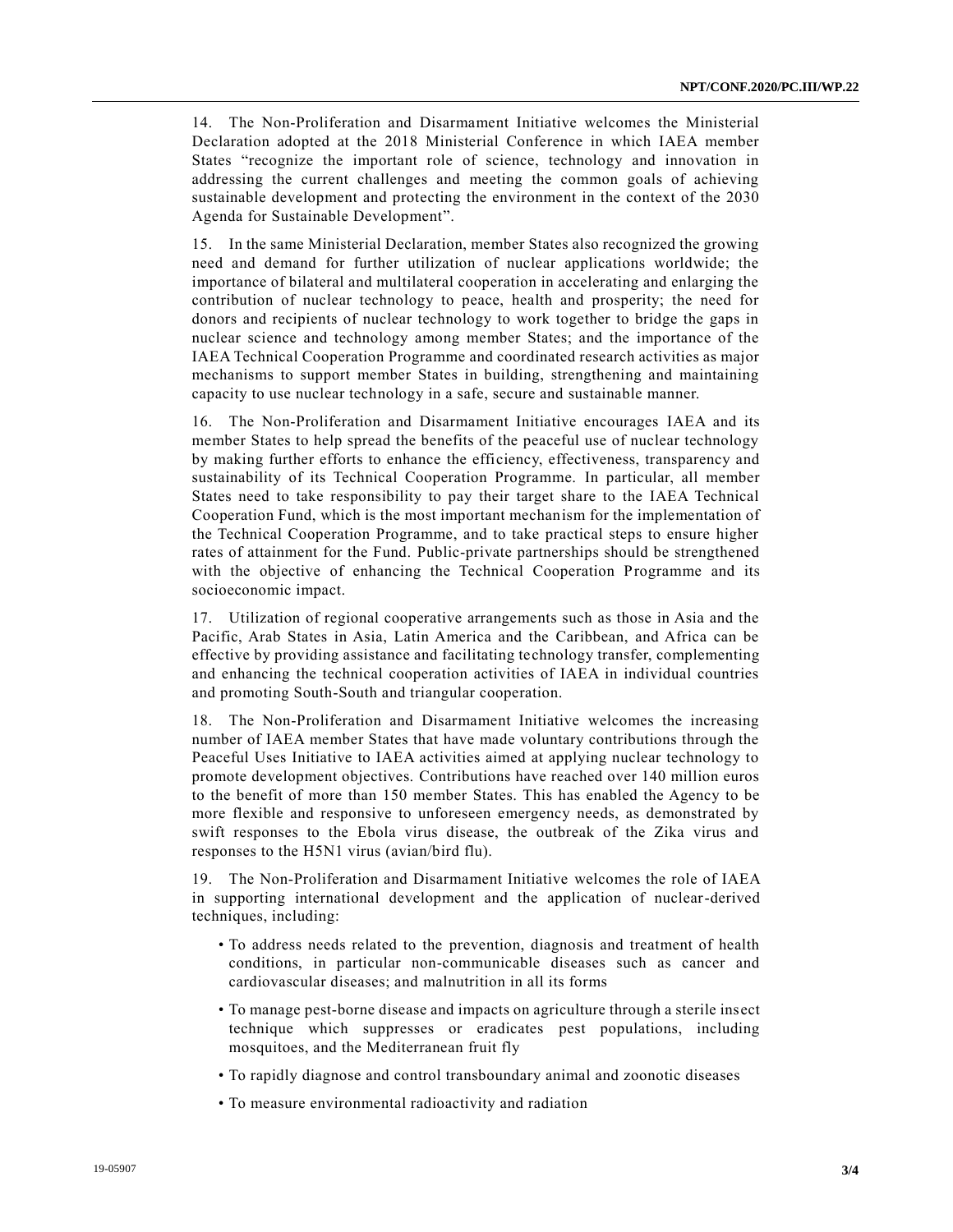14. The Non-Proliferation and Disarmament Initiative welcomes the Ministerial Declaration adopted at the 2018 Ministerial Conference in which IAEA member States "recognize the important role of science, technology and innovation in addressing the current challenges and meeting the common goals of achieving sustainable development and protecting the environment in the context of the 2030 Agenda for Sustainable Development".

15. In the same Ministerial Declaration, member States also recognized the growing need and demand for further utilization of nuclear applications worldwide; the importance of bilateral and multilateral cooperation in accelerating and enlarging the contribution of nuclear technology to peace, health and prosperity; the need for donors and recipients of nuclear technology to work together to bridge the gaps in nuclear science and technology among member States; and the importance of the IAEA Technical Cooperation Programme and coordinated research activities as major mechanisms to support member States in building, strengthening and maintaining capacity to use nuclear technology in a safe, secure and sustainable manner.

16. The Non-Proliferation and Disarmament Initiative encourages IAEA and its member States to help spread the benefits of the peaceful use of nuclear technology by making further efforts to enhance the efficiency, effectiveness, transparency and sustainability of its Technical Cooperation Programme. In particular, all member States need to take responsibility to pay their target share to the IAEA Technical Cooperation Fund, which is the most important mechanism for the implementation of the Technical Cooperation Programme, and to take practical steps to ensure higher rates of attainment for the Fund. Public-private partnerships should be strengthened with the objective of enhancing the Technical Cooperation Programme and its socioeconomic impact.

17. Utilization of regional cooperative arrangements such as those in Asia and the Pacific, Arab States in Asia, Latin America and the Caribbean, and Africa can be effective by providing assistance and facilitating technology transfer, complementing and enhancing the technical cooperation activities of IAEA in individual countries and promoting South-South and triangular cooperation.

18. The Non-Proliferation and Disarmament Initiative welcomes the increasing number of IAEA member States that have made voluntary contributions through the Peaceful Uses Initiative to IAEA activities aimed at applying nuclear technology to promote development objectives. Contributions have reached over 140 million euros to the benefit of more than 150 member States. This has enabled the Agency to be more flexible and responsive to unforeseen emergency needs, as demonstrated by swift responses to the Ebola virus disease, the outbreak of the Zika virus and responses to the H5N1 virus (avian/bird flu).

19. The Non-Proliferation and Disarmament Initiative welcomes the role of IAEA in supporting international development and the application of nuclear-derived techniques, including:

- To address needs related to the prevention, diagnosis and treatment of health conditions, in particular non-communicable diseases such as cancer and cardiovascular diseases; and malnutrition in all its forms
- To manage pest-borne disease and impacts on agriculture through a sterile insect technique which suppresses or eradicates pest populations, including mosquitoes, and the Mediterranean fruit fly
- To rapidly diagnose and control transboundary animal and zoonotic diseases
- To measure environmental radioactivity and radiation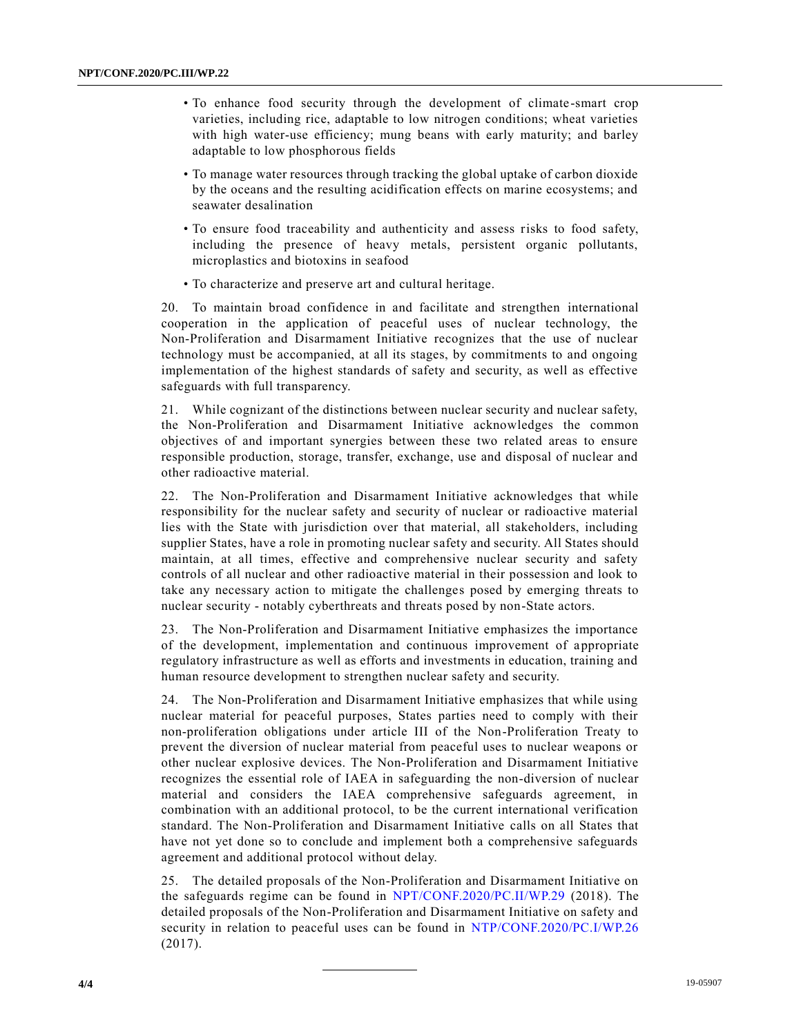- To enhance food security through the development of climate-smart crop varieties, including rice, adaptable to low nitrogen conditions; wheat varieties with high water-use efficiency; mung beans with early maturity; and barley adaptable to low phosphorous fields
- To manage water resources through tracking the global uptake of carbon dioxide by the oceans and the resulting acidification effects on marine ecosystems; and seawater desalination
- To ensure food traceability and authenticity and assess risks to food safety, including the presence of heavy metals, persistent organic pollutants, microplastics and biotoxins in seafood
- To characterize and preserve art and cultural heritage.

20. To maintain broad confidence in and facilitate and strengthen international cooperation in the application of peaceful uses of nuclear technology, the Non-Proliferation and Disarmament Initiative recognizes that the use of nuclear technology must be accompanied, at all its stages, by commitments to and ongoing implementation of the highest standards of safety and security, as well as effective safeguards with full transparency.

21. While cognizant of the distinctions between nuclear security and nuclear safety, the Non-Proliferation and Disarmament Initiative acknowledges the common objectives of and important synergies between these two related areas to ensure responsible production, storage, transfer, exchange, use and disposal of nuclear and other radioactive material.

22. The Non-Proliferation and Disarmament Initiative acknowledges that while responsibility for the nuclear safety and security of nuclear or radioactive material lies with the State with jurisdiction over that material, all stakeholders, including supplier States, have a role in promoting nuclear safety and security. All States should maintain, at all times, effective and comprehensive nuclear security and safety controls of all nuclear and other radioactive material in their possession and look to take any necessary action to mitigate the challenges posed by emerging threats to nuclear security - notably cyberthreats and threats posed by non-State actors.

23. The Non-Proliferation and Disarmament Initiative emphasizes the importance of the development, implementation and continuous improvement of appropriate regulatory infrastructure as well as efforts and investments in education, training and human resource development to strengthen nuclear safety and security.

24. The Non-Proliferation and Disarmament Initiative emphasizes that while using nuclear material for peaceful purposes, States parties need to comply with their non-proliferation obligations under article III of the Non-Proliferation Treaty to prevent the diversion of nuclear material from peaceful uses to nuclear weapons or other nuclear explosive devices. The Non-Proliferation and Disarmament Initiative recognizes the essential role of IAEA in safeguarding the non-diversion of nuclear material and considers the IAEA comprehensive safeguards agreement, in combination with an additional protocol, to be the current international verification standard. The Non-Proliferation and Disarmament Initiative calls on all States that have not yet done so to conclude and implement both a comprehensive safeguards agreement and additional protocol without delay.

25. The detailed proposals of the Non-Proliferation and Disarmament Initiative on the safeguards regime can be found in NPT/CONF.2020/PC.II/WP.29 (2018). The detailed proposals of the Non-Proliferation and Disarmament Initiative on safety and security in relation to peaceful uses can be found in NTP/CONF.2020/PC.I/WP.26 (2017).